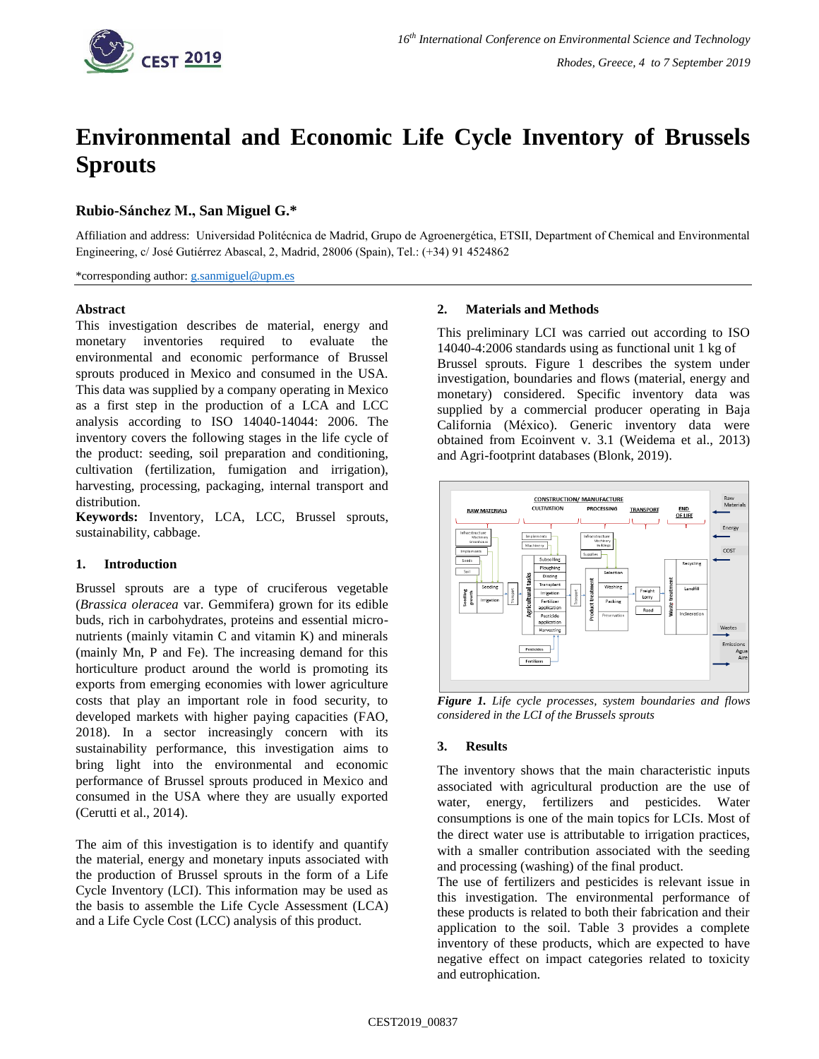# Environmental and Economic Life Cycle Inventory of Brussels Sprouts

## Rubio-Sánchez M., San Miguel G.*

Affiliation and address: Universidad Politécnica de Madrid, Grupo de Agroenergética, ETSII, Department of Chemical and Environmental Engineering, c/ José Gutiérrez Abascal, 2, Madrid, 28006 (Spain), Tel.: (+34) 91 4524862

*corresponding author: g.sanmiguel@upm.es

### Abstract

This investigation describes de material, energy and monetary inventories required to evaluate the environmental and economic performance of Brussel sprouts produced in Mexico and consumed in the USA. This data was supplied by a company operating in Mexico as a first step in the production of a LCA and LCC analysis according to ISO 14040-14044: 2006. The inventory covers the following stages in the life cycle of the product: seeding, soil preparation and conditioning, cultivation (fertilization, fumigation and irrigation), harvesting, processing, packaging, internal transport and distribution.

**Keywords:** Inventory, LCA, LCC, Brussel sprouts, sustainability, cabbage.

### 1. Introduction

Brussel sprouts are a type of cruciferous vegetable (*Brassica oleracea* var. Gemmifera) grown for its edible buds, rich in carbohydrates, proteins and essential micro-nutrients (mainly vitamin C and vitamin K) and minerals (mainly Mn, P and Fe). The increasing demand for this horticulture product around the world is promoting its exports from emerging economies with lower agriculture costs that play an important role in food security, to developed markets with higher paying capacities (FAO, 2018). In a sector increasingly concern with its sustainability performance, this investigation aims to bring light into the environmental and economic performance of Brussel sprouts produced in Mexico and consumed in the USA where they are usually exported (Cerutti et al., 2014).

The aim of this investigation is to identify and quantify the material, energy and monetary inputs associated with the production of Brussel sprouts in the form of a Life Cycle Inventory (LCI). This information may be used as the basis to assemble the Life Cycle Assessment (LCA) and a Life Cycle Cost (LCC) analysis of this product.

### 2. Materials and Methods

This preliminary LCI was carried out according to ISO 14040-4:2006 standards using as functional unit 1 kg of Brussel sprouts. Figure 1 describes the system under investigation, boundaries and flows (material, energy and monetary) considered. Specific inventory data was supplied by a commercial producer operating in Baja California (México). Generic inventory data were obtained from Ecoinvent v. 3.1 (Weidema et al., 2013) and Agri-footprint databases (Blonk, 2019).

CONSTRUCTION/ MANUFACTURE
RAW MATERIALS
CULTIVATION
PROCESSING
TRANSPORT
END OF LIFE
Raw Materials
Energy
COST
Infrastructure Machinery Greenhouses
Implements
Seeds
Soil
Seeding growth
Seeding
Irrigation
Transport
Implements
Machinery
Agricultural tasks
Subsoiling
Ploughing
Disking
Transplant
Irrigation
Fertilizer application
Pesticide application
Harvesting
Pesticides
Fertilizers
Transport
Infrastructure Machinery Buildings
Supplies
Product treatment
Selection
Washing
Packing
Preservation
Freight Lorry
Road
Waste treatment
Recycling
Landfill
Incineration
Wastes
Emissions Agua Aire

*Figure 1. Life cycle processes, system boundaries and flows considered in the LCI of the Brussels sprouts*

### 3. Results

The inventory shows that the main characteristic inputs associated with agricultural production are the use of water, energy, fertilizers and pesticides. Water consumptions is one of the main topics for LCIs. Most of the direct water use is attributable to irrigation practices, with a smaller contribution associated with the seeding and processing (washing) of the final product.

The use of fertilizers and pesticides is relevant issue in this investigation. The environmental performance of these products is related to both their fabrication and their application to the soil. Table 3 provides a complete inventory of these products, which are expected to have negative effect on impact categories related to toxicity and eutrophication.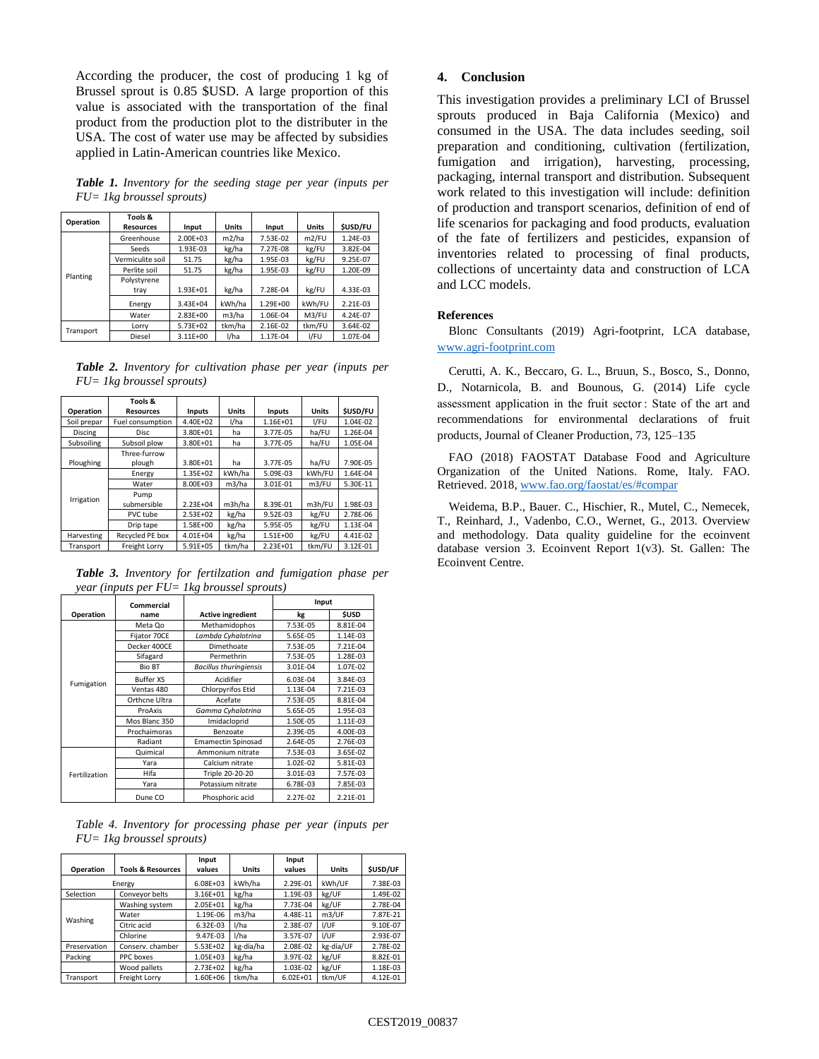According the producer, the cost of producing 1 kg of Brussel sprout is 0.85 $USD. A large proportion of this value is associated with the transportation of the final product from the production plot to the distributer in the USA. The cost of water use may be affected by subsidies applied in Latin-American countries like Mexico.

***Table 1.*** *Inventory for the seeding stage per year (inputs per FU= 1kg broussel sprouts)*

| Operation | Tools & Resources | Input | Units | Input | Units | $USD/FU |
|---|---|---|---|---|---|---|
| Planting | Greenhouse | 2.00E+03 | m2/ha | 7.53E-02 | m2/FU | 1.24E-03 |
| | Seeds | 1.93E-03 | kg/ha | 7.27E-08 | kg/FU | 3.82E-04 |
| | Vermiculite soil | 51.75 | kg/ha | 1.95E-03 | kg/FU | 9.25E-07 |
| | Perlite soil | 51.75 | kg/ha | 1.95E-03 | kg/FU | 1.20E-09 |
| | Polystyrene tray | 1.93E+01 | kg/ha | 7.28E-04 | kg/FU | 4.33E-03 |
| | Energy | 3.43E+04 | kWh/ha | 1.29E+00 | kWh/FU | 2.21E-03 |
| | Water | 2.83E+00 | m3/ha | 1.06E-04 | M3/FU | 4.24E-07 |
| Transport | Lorry | 5.73E+02 | tkm/ha | 2.16E-02 | tkm/FU | 3.64E-02 |
| | Diesel | 3.11E+00 | l/ha | 1.17E-04 | l/FU | 1.07E-04 |

***Table 2.*** *Inventory for cultivation phase per year (inputs per FU= 1kg broussel sprouts)*

| Operation | Tools & Resources | Inputs | Units | Inputs | Units | $USD/FU |
|---|---|---|---|---|---|---|
| Soil prepar | Fuel consumption | 4.40E+02 | l/ha | 1.16E+01 | l/FU | 1.04E-02 |
| Discing | Disc | 3.80E+01 | ha | 3.77E-05 | ha/FU | 1.26E-04 |
| Subsoiling | Subsoil plow | 3.80E+01 | ha | 3.77E-05 | ha/FU | 1.05E-04 |
| Ploughing | Three-furrow plough | 3.80E+01 | ha | 3.77E-05 | ha/FU | 7.90E-05 |
| Irrigation | Energy | 1.35E+02 | kWh/ha | 5.09E-03 | kWh/FU | 1.64E-04 |
| | Water | 8.00E+03 | m3/ha | 3.01E-01 | m3/FU | 5.30E-11 |
| | Pump submersible | 2.23E+04 | m3h/ha | 8.39E-01 | m3h/FU | 1.98E-03 |
| | PVC tube | 2.53E+02 | kg/ha | 9.52E-03 | kg/FU | 2.78E-06 |
| | Drip tape | 1.58E+00 | kg/ha | 5.95E-05 | kg/FU | 1.13E-04 |
| Harvesting | Recycled PE box | 4.01E+04 | kg/ha | 1.51E+00 | kg/FU | 4.41E-02 |
| Transport | Freight Lorry | 5.91E+05 | tkm/ha | 2.23E+01 | tkm/FU | 3.12E-01 |

***Table 3.*** *Inventory for fertilzation and fumigation phase per year (inputs per FU= 1kg broussel sprouts)*

| Operation | Commercial name | Active ingredient | Input kg | Input $USD |
|---|---|---|---|---|
| Fumigation | Meta Qo | Methamidophos | 7.53E-05 | 8.81E-04 |
| | Fijator 70CE | *Lambda Cyhalotrina* | 5.65E-05 | 1.14E-03 |
| | Decker 400CE | Dimethoate | 7.53E-05 | 7.21E-04 |
| | Sifagard | Permethrin | 7.53E-05 | 1.28E-03 |
| | Bio BT | *Bacillus thuringiensis* | 3.01E-04 | 1.07E-02 |
| | Buffer XS | Acidifier | 6.03E-04 | 3.84E-03 |
| | Ventas 480 | Chlorpyrifos Etid | 1.13E-04 | 7.21E-03 |
| | Orthcne Ultra | Acefate | 7.53E-05 | 8.81E-04 |
| | ProAxis | *Gamma Cyhalotrina* | 5.65E-05 | 1.95E-03 |
| | Mos Blanc 350 | Imidacloprid | 1.50E-05 | 1.11E-03 |
| | Prochaimoras | Benzoate | 2.39E-05 | 4.00E-03 |
| | Radiant | Emamectin Spinosad | 2.64E-05 | 2.76E-03 |
| Fertilization | Quimical | Ammonium nitrate | 7.53E-03 | 3.65E-02 |
| | Yara | Calcium nitrate | 1.02E-02 | 5.81E-03 |
| | Hifa | Triple 20-20-20 | 3.01E-03 | 7.57E-03 |
| | Yara | Potassium nitrate | 6.78E-03 | 7.85E-03 |
| | Dune CO | Phosphoric acid | 2.27E-02 | 2.21E-01 |

*Table 4. Inventory for processing phase per year (inputs per FU= 1kg broussel sprouts)*

| Operation | Tools & Resources | Input values | Units | Input values | Units | $USD/UF |
|---|---|---|---|---|---|---|
| Energy | | 6.08E+03 | kWh/ha | 2.29E-01 | kWh/UF | 7.38E-03 |
| Selection | Conveyor belts | 3.16E+01 | kg/ha | 1.19E-03 | kg/UF | 1.49E-02 |
| Washing | Washing system | 2.05E+01 | kg/ha | 7.73E-04 | kg/UF | 2.78E-04 |
| | Water | 1.19E-06 | m3/ha | 4.48E-11 | m3/UF | 7.87E-21 |
| | Citric acid | 6.32E-03 | l/ha | 2.38E-07 | l/UF | 9.10E-07 |
| | Chlorine | 9.47E-03 | l/ha | 3.57E-07 | l/UF | 2.93E-07 |
| Preservation | Conserv. chamber | 5.53E+02 | kg·día/ha | 2.08E-02 | kg·día/UF | 2.78E-02 |
| Packing | PPC boxes | 1.05E+03 | kg/ha | 3.97E-02 | kg/UF | 8.82E-01 |
| | Wood pallets | 2.73E+02 | kg/ha | 1.03E-02 | kg/UF | 1.18E-03 |
| Transport | Freight Lorry | 1.60E+06 | tkm/ha | 6.02E+01 | tkm/UF | 4.12E-01 |

## 4. Conclusion

This investigation provides a preliminary LCI of Brussel sprouts produced in Baja California (Mexico) and consumed in the USA. The data includes seeding, soil preparation and conditioning, cultivation (fertilization, fumigation and irrigation), harvesting, processing, packaging, internal transport and distribution. Subsequent work related to this investigation will include: definition of production and transport scenarios, definition of end of life scenarios for packaging and food products, evaluation of the fate of fertilizers and pesticides, expansion of inventories related to processing of final products, collections of uncertainty data and construction of LCA and LCC models.

### References

Blonc Consultants (2019) Agri-footprint, LCA database, www.agri-footprint.com

Cerutti, A. K., Beccaro, G. L., Bruun, S., Bosco, S., Donno, D., Notarnicola, B. and Bounous, G. (2014) Life cycle assessment application in the fruit sector : State of the art and recommendations for environmental declarations of fruit products, Journal of Cleaner Production, 73, 125–135

FAO (2018) FAOSTAT Database Food and Agriculture Organization of the United Nations. Rome, Italy. FAO. Retrieved. 2018, www.fao.org/faostat/es/#compar

Weidema, B.P., Bauer. C., Hischier, R., Mutel, C., Nemecek, T., Reinhard, J., Vadenbo, C.O., Wernet, G., 2013. Overview and methodology. Data quality guideline for the ecoinvent database version 3. Ecoinvent Report 1(v3). St. Gallen: The Ecoinvent Centre.